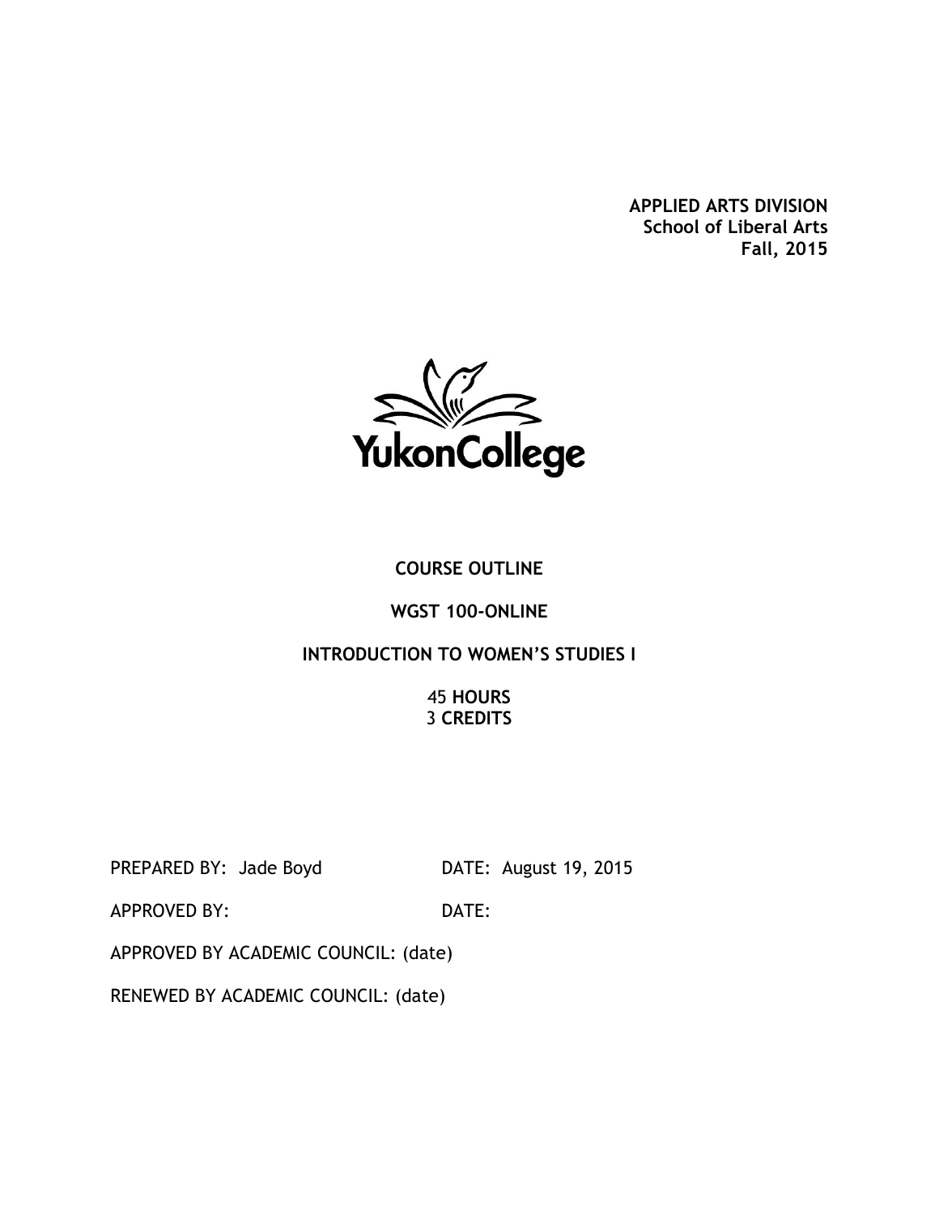**APPLIED ARTS DIVISION**
**School of Liberal Arts**
**Fall, 2015**

YukonCollege

# COURSE OUTLINE

## WGST 100-ONLINE

## INTRODUCTION TO WOMEN'S STUDIES I

45 **HOURS**
3 **CREDITS**

PREPARED BY: Jade Boyd DATE: August 19, 2015

APPROVED BY: DATE:

APPROVED BY ACADEMIC COUNCIL: (date)

RENEWED BY ACADEMIC COUNCIL: (date)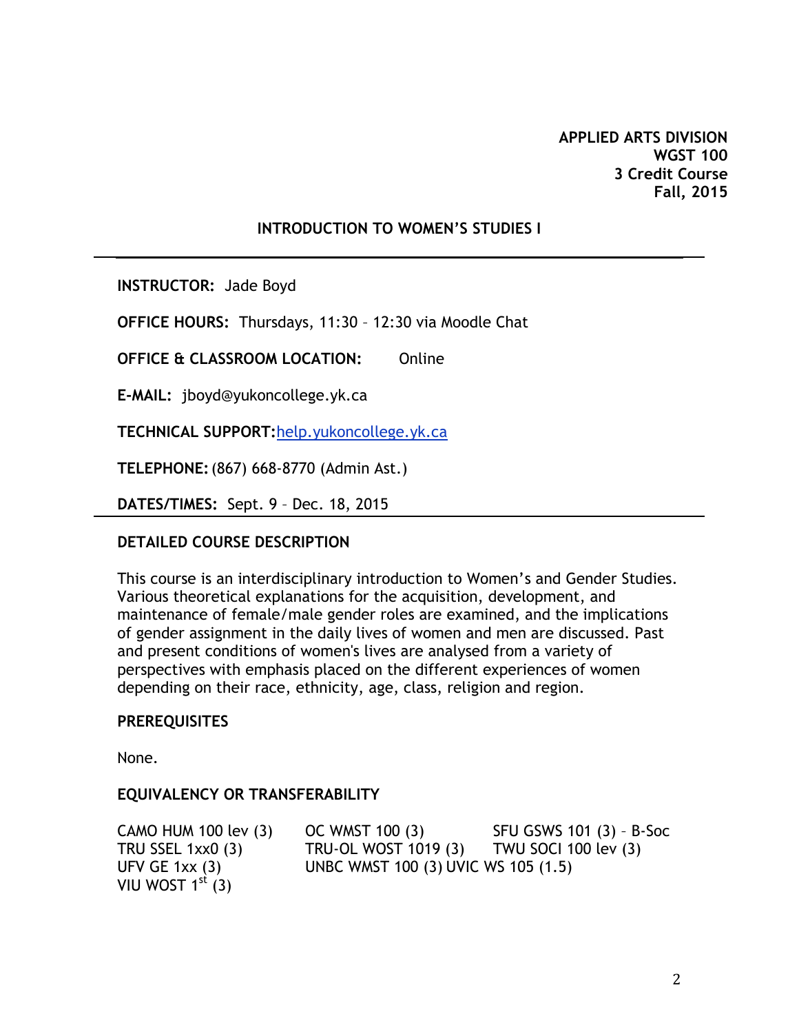**APPLIED ARTS DIVISION**
**WGST 100**
**3 Credit Course**
**Fall, 2015**

## INTRODUCTION TO WOMEN'S STUDIES I

---

**INSTRUCTOR:** Jade Boyd

**OFFICE HOURS:** Thursdays, 11:30 – 12:30 via Moodle Chat

**OFFICE & CLASSROOM LOCATION:** Online

**E-MAIL:** jboyd@yukoncollege.yk.ca

**TECHNICAL SUPPORT:** help.yukoncollege.yk.ca

**TELEPHONE:** (867) 668-8770 (Admin Ast.)

**DATES/TIMES:** Sept. 9 – Dec. 18, 2015

---

### DETAILED COURSE DESCRIPTION

This course is an interdisciplinary introduction to Women's and Gender Studies. Various theoretical explanations for the acquisition, development, and maintenance of female/male gender roles are examined, and the implications of gender assignment in the daily lives of women and men are discussed. Past and present conditions of women's lives are analysed from a variety of perspectives with emphasis placed on the different experiences of women depending on their race, ethnicity, age, class, religion and region.

### PREREQUISITES

None.

### EQUIVALENCY OR TRANSFERABILITY

| | | |
|---|---|---|
| CAMO HUM 100 lev (3) | OC WMST 100 (3) | SFU GSWS 101 (3) – B-Soc |
| TRU SSEL 1xx0 (3) | TRU-OL WOST 1019 (3) | TWU SOCI 100 lev (3) |
| UFV GE 1xx (3) | UNBC WMST 100 (3) | UVIC WS 105 (1.5) |
| VIU WOST 1st (3) | | |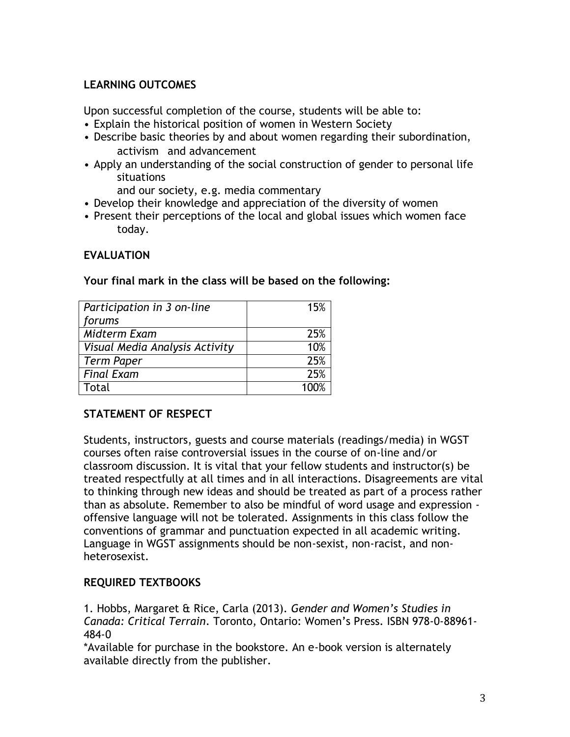## LEARNING OUTCOMES

Upon successful completion of the course, students will be able to:

- Explain the historical position of women in Western Society
- Describe basic theories by and about women regarding their subordination, activism and advancement
- Apply an understanding of the social construction of gender to personal life situations and our society, e.g. media commentary
- Develop their knowledge and appreciation of the diversity of women
- Present their perceptions of the local and global issues which women face today.

## EVALUATION

**Your final mark in the class will be based on the following:**

| | |
|---|---|
| *Participation in 3 on-line forums* | 15% |
| *Midterm Exam* | 25% |
| *Visual Media Analysis Activity* | 10% |
| *Term Paper* | 25% |
| *Final Exam* | 25% |
| Total | 100% |

## STATEMENT OF RESPECT

Students, instructors, guests and course materials (readings/media) in WGST courses often raise controversial issues in the course of on-line and/or classroom discussion. It is vital that your fellow students and instructor(s) be treated respectfully at all times and in all interactions. Disagreements are vital to thinking through new ideas and should be treated as part of a process rather than as absolute. Remember to also be mindful of word usage and expression - offensive language will not be tolerated. Assignments in this class follow the conventions of grammar and punctuation expected in all academic writing. Language in WGST assignments should be non-sexist, non-racist, and non-heterosexist.

## REQUIRED TEXTBOOKS

1. Hobbs, Margaret & Rice, Carla (2013). *Gender and Women's Studies in Canada: Critical Terrain*. Toronto, Ontario: Women's Press. ISBN 978-0-88961-484-0

*Available for purchase in the bookstore. An e-book version is alternately available directly from the publisher.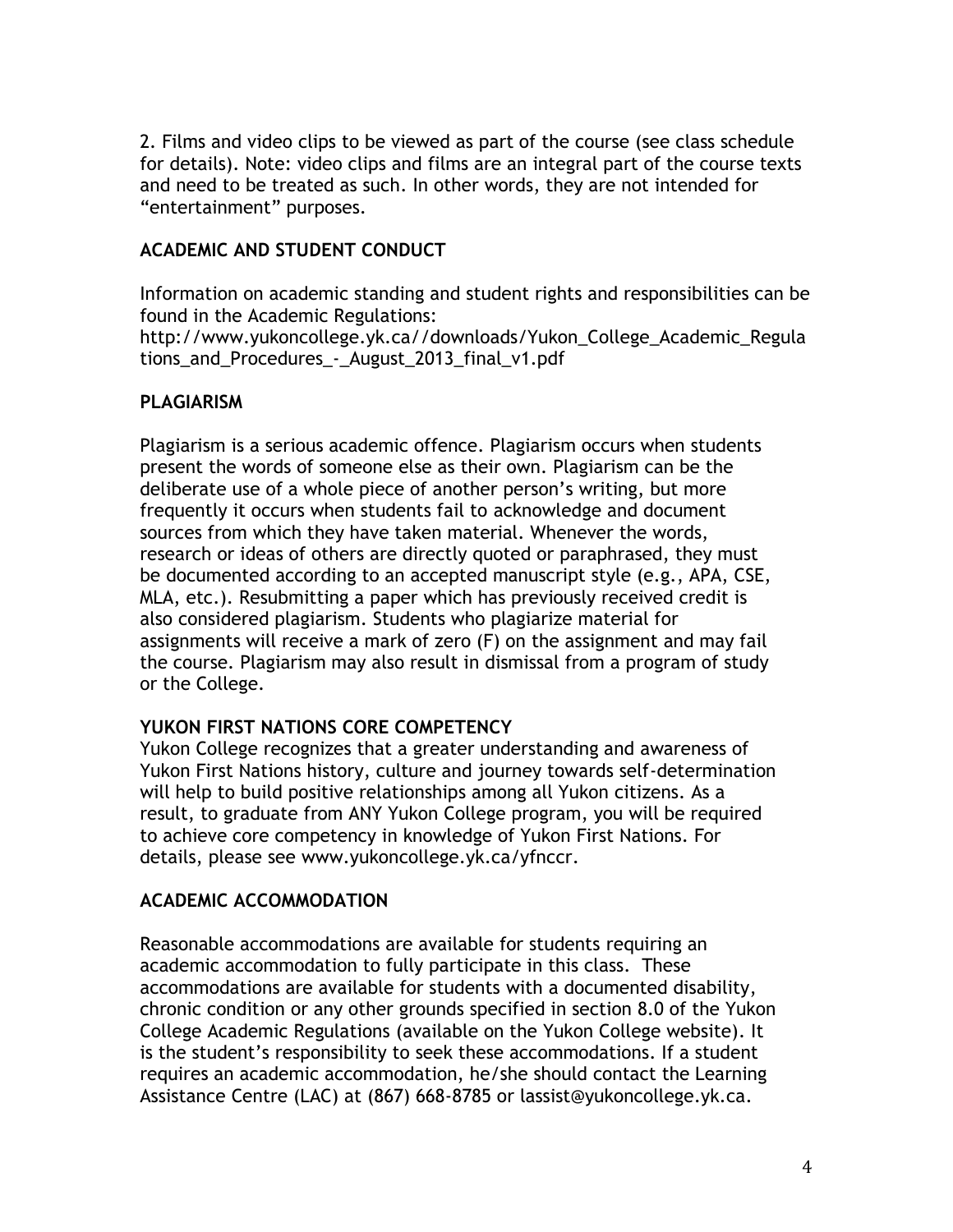2. Films and video clips to be viewed as part of the course (see class schedule for details). Note: video clips and films are an integral part of the course texts and need to be treated as such. In other words, they are not intended for "entertainment" purposes.

## ACADEMIC AND STUDENT CONDUCT

Information on academic standing and student rights and responsibilities can be found in the Academic Regulations:
http://www.yukoncollege.yk.ca//downloads/Yukon_College_Academic_Regulations_and_Procedures_-_August_2013_final_v1.pdf

## PLAGIARISM

Plagiarism is a serious academic offence. Plagiarism occurs when students present the words of someone else as their own. Plagiarism can be the deliberate use of a whole piece of another person's writing, but more frequently it occurs when students fail to acknowledge and document sources from which they have taken material. Whenever the words, research or ideas of others are directly quoted or paraphrased, they must be documented according to an accepted manuscript style (e.g., APA, CSE, MLA, etc.). Resubmitting a paper which has previously received credit is also considered plagiarism. Students who plagiarize material for assignments will receive a mark of zero (F) on the assignment and may fail the course. Plagiarism may also result in dismissal from a program of study or the College.

## YUKON FIRST NATIONS CORE COMPETENCY

Yukon College recognizes that a greater understanding and awareness of Yukon First Nations history, culture and journey towards self-determination will help to build positive relationships among all Yukon citizens. As a result, to graduate from ANY Yukon College program, you will be required to achieve core competency in knowledge of Yukon First Nations. For details, please see www.yukoncollege.yk.ca/yfnccr.

## ACADEMIC ACCOMMODATION

Reasonable accommodations are available for students requiring an academic accommodation to fully participate in this class. These accommodations are available for students with a documented disability, chronic condition or any other grounds specified in section 8.0 of the Yukon College Academic Regulations (available on the Yukon College website). It is the student's responsibility to seek these accommodations. If a student requires an academic accommodation, he/she should contact the Learning Assistance Centre (LAC) at (867) 668-8785 or lassist@yukoncollege.yk.ca.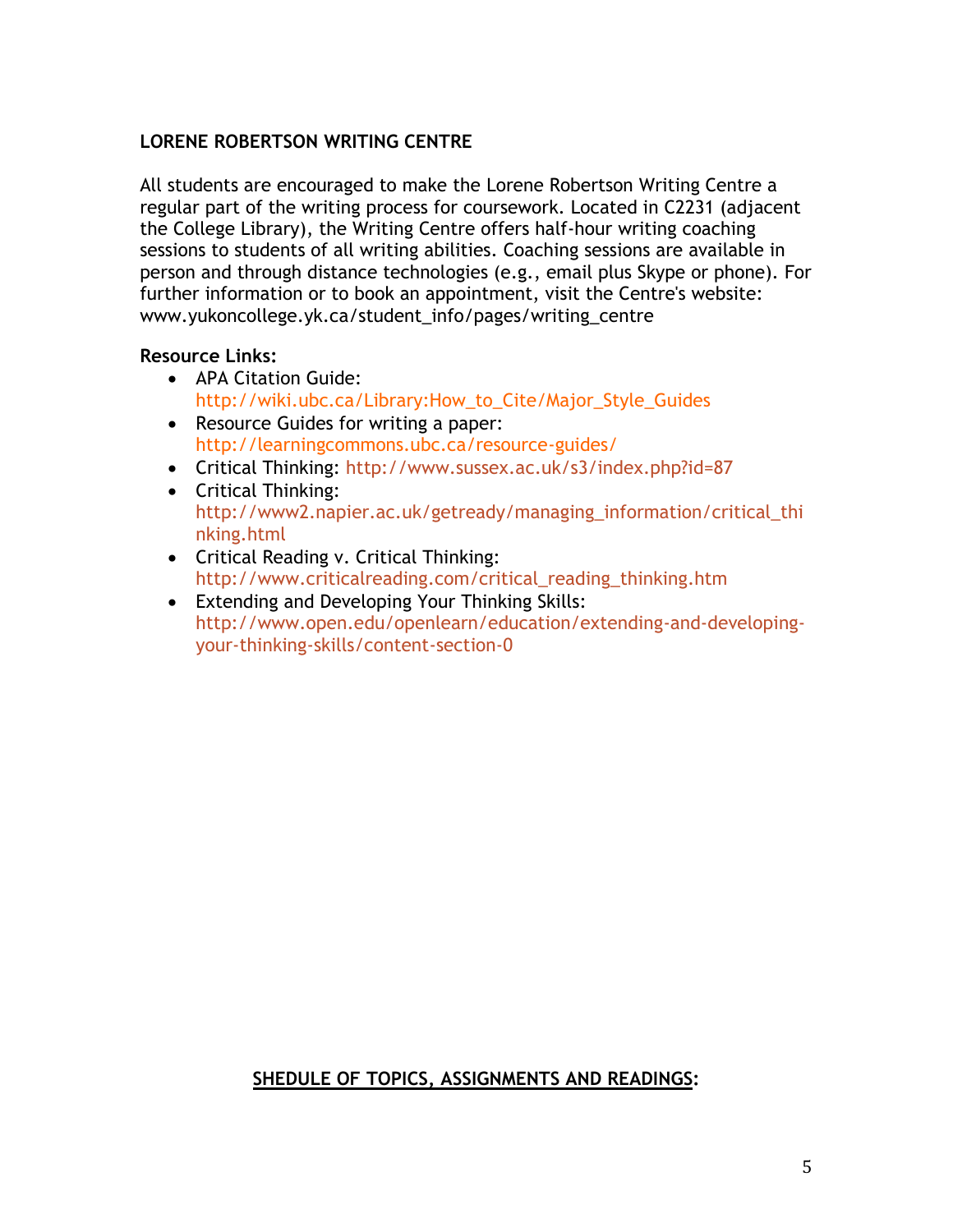**LORENE ROBERTSON WRITING CENTRE**

All students are encouraged to make the Lorene Robertson Writing Centre a regular part of the writing process for coursework. Located in C2231 (adjacent the College Library), the Writing Centre offers half-hour writing coaching sessions to students of all writing abilities. Coaching sessions are available in person and through distance technologies (e.g., email plus Skype or phone). For further information or to book an appointment, visit the Centre's website: www.yukoncollege.yk.ca/student_info/pages/writing_centre

**Resource Links:**

- APA Citation Guide: http://wiki.ubc.ca/Library:How_to_Cite/Major_Style_Guides
- Resource Guides for writing a paper: http://learningcommons.ubc.ca/resource-guides/
- Critical Thinking: http://www.sussex.ac.uk/s3/index.php?id=87
- Critical Thinking: http://www2.napier.ac.uk/getready/managing_information/critical_thinking.html
- Critical Reading v. Critical Thinking: http://www.criticalreading.com/critical_reading_thinking.htm
- Extending and Developing Your Thinking Skills: http://www.open.edu/openlearn/education/extending-and-developing-your-thinking-skills/content-section-0

**SHEDULE OF TOPICS, ASSIGNMENTS AND READINGS:**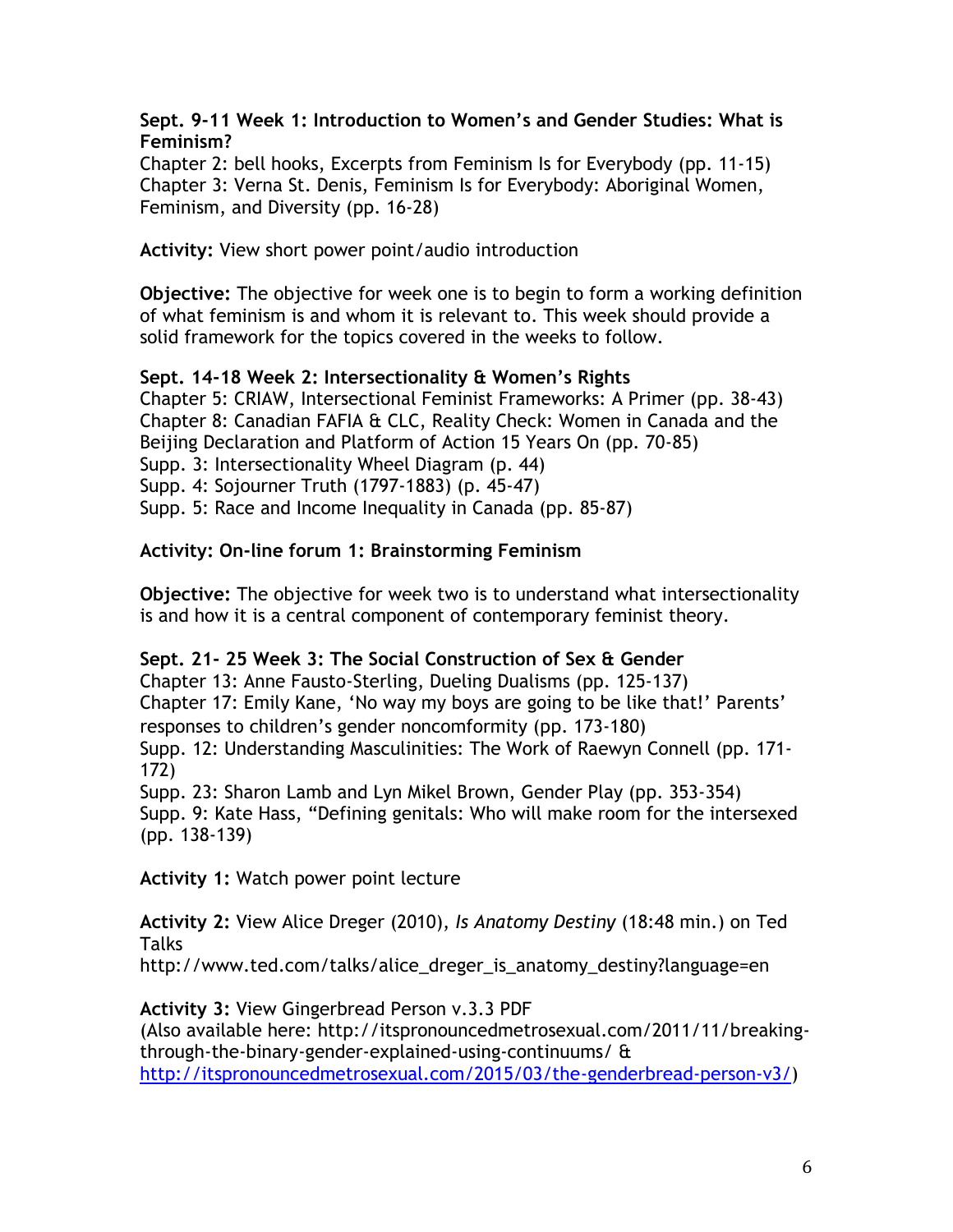**Sept. 9-11 Week 1: Introduction to Women's and Gender Studies: What is Feminism?**

Chapter 2: bell hooks, Excerpts from Feminism Is for Everybody (pp. 11-15)
Chapter 3: Verna St. Denis, Feminism Is for Everybody: Aboriginal Women, Feminism, and Diversity (pp. 16-28)

**Activity:** View short power point/audio introduction

**Objective:** The objective for week one is to begin to form a working definition of what feminism is and whom it is relevant to. This week should provide a solid framework for the topics covered in the weeks to follow.

**Sept. 14-18 Week 2: Intersectionality & Women's Rights**

Chapter 5: CRIAW, Intersectional Feminist Frameworks: A Primer (pp. 38-43)
Chapter 8: Canadian FAFIA & CLC, Reality Check: Women in Canada and the Beijing Declaration and Platform of Action 15 Years On (pp. 70-85)
Supp. 3: Intersectionality Wheel Diagram (p. 44)
Supp. 4: Sojourner Truth (1797-1883) (p. 45-47)
Supp. 5: Race and Income Inequality in Canada (pp. 85-87)

**Activity: On-line forum 1: Brainstorming Feminism**

**Objective:** The objective for week two is to understand what intersectionality is and how it is a central component of contemporary feminist theory.

**Sept. 21- 25 Week 3: The Social Construction of Sex & Gender**

Chapter 13: Anne Fausto-Sterling, Dueling Dualisms (pp. 125-137)
Chapter 17: Emily Kane, 'No way my boys are going to be like that!' Parents' responses to children's gender noncomformity (pp. 173-180)
Supp. 12: Understanding Masculinities: The Work of Raewyn Connell (pp. 171-172)
Supp. 23: Sharon Lamb and Lyn Mikel Brown, Gender Play (pp. 353-354)
Supp. 9: Kate Hass, "Defining genitals: Who will make room for the intersexed (pp. 138-139)

**Activity 1:** Watch power point lecture

**Activity 2:** View Alice Dreger (2010), *Is Anatomy Destiny* (18:48 min.) on Ted Talks
http://www.ted.com/talks/alice_dreger_is_anatomy_destiny?language=en

**Activity 3:** View Gingerbread Person v.3.3 PDF
(Also available here: http://itspronouncedmetrosexual.com/2011/11/breaking-through-the-binary-gender-explained-using-continuums/ & http://itspronouncedmetrosexual.com/2015/03/the-genderbread-person-v3/)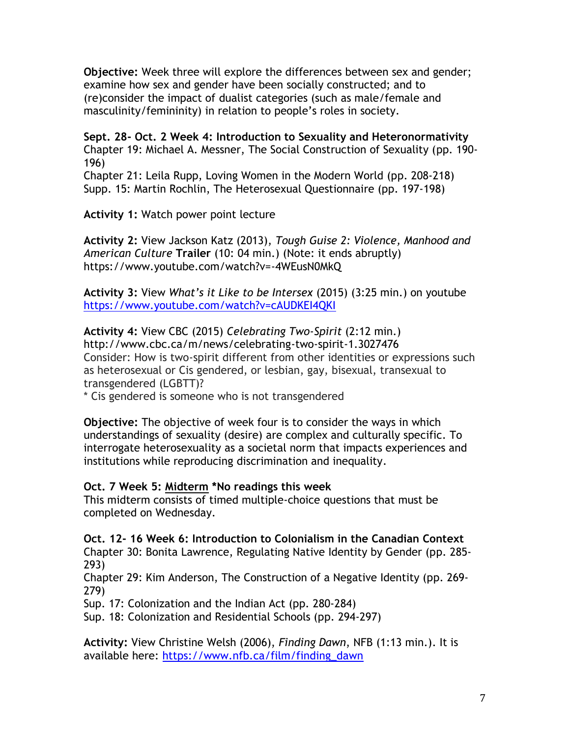**Objective:** Week three will explore the differences between sex and gender; examine how sex and gender have been socially constructed; and to (re)consider the impact of dualist categories (such as male/female and masculinity/femininity) in relation to people's roles in society.

**Sept. 28- Oct. 2 Week 4: Introduction to Sexuality and Heteronormativity**
Chapter 19: Michael A. Messner, The Social Construction of Sexuality (pp. 190-196)
Chapter 21: Leila Rupp, Loving Women in the Modern World (pp. 208-218)
Supp. 15: Martin Rochlin, The Heterosexual Questionnaire (pp. 197-198)

**Activity 1:** Watch power point lecture

**Activity 2:** View Jackson Katz (2013), *Tough Guise 2: Violence, Manhood and American Culture* **Trailer** (10: 04 min.) (Note: it ends abruptly)
https://www.youtube.com/watch?v=-4WEusN0MkQ

**Activity 3:** View *What's it Like to be Intersex* (2015) (3:25 min.) on youtube
https://www.youtube.com/watch?v=cAUDKEI4QKI

**Activity 4:** View CBC (2015) *Celebrating Two-Spirit* (2:12 min.)
http://www.cbc.ca/m/news/celebrating-two-spirit-1.3027476
Consider: How is two-spirit different from other identities or expressions such as heterosexual or Cis gendered, or lesbian, gay, bisexual, transexual to transgendered (LGBTT)?
* Cis gendered is someone who is not transgendered

**Objective:** The objective of week four is to consider the ways in which understandings of sexuality (desire) are complex and culturally specific. To interrogate heterosexuality as a societal norm that impacts experiences and institutions while reproducing discrimination and inequality.

**Oct. 7 Week 5: Midterm *No readings this week**
This midterm consists of timed multiple-choice questions that must be completed on Wednesday.

**Oct. 12- 16 Week 6: Introduction to Colonialism in the Canadian Context**
Chapter 30: Bonita Lawrence, Regulating Native Identity by Gender (pp. 285-293)
Chapter 29: Kim Anderson, The Construction of a Negative Identity (pp. 269-279)
Sup. 17: Colonization and the Indian Act (pp. 280-284)
Sup. 18: Colonization and Residential Schools (pp. 294-297)

**Activity:** View Christine Welsh (2006), *Finding Dawn*, NFB (1:13 min.). It is available here: https://www.nfb.ca/film/finding_dawn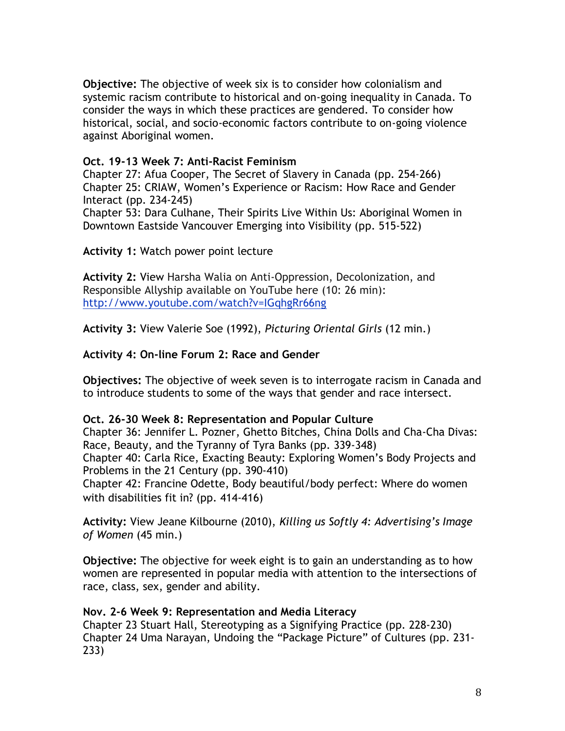**Objective:** The objective of week six is to consider how colonialism and systemic racism contribute to historical and on-going inequality in Canada. To consider the ways in which these practices are gendered. To consider how historical, social, and socio-economic factors contribute to on-going violence against Aboriginal women.

**Oct. 19-13 Week 7: Anti-Racist Feminism**

Chapter 27: Afua Cooper, The Secret of Slavery in Canada (pp. 254-266)
Chapter 25: CRIAW, Women's Experience or Racism: How Race and Gender Interact (pp. 234-245)
Chapter 53: Dara Culhane, Their Spirits Live Within Us: Aboriginal Women in Downtown Eastside Vancouver Emerging into Visibility (pp. 515-522)

**Activity 1:** Watch power point lecture

**Activity 2:** View Harsha Walia on Anti-Oppression, Decolonization, and Responsible Allyship available on YouTube here (10: 26 min): http://www.youtube.com/watch?v=IGqhgRr66ng

**Activity 3:** View Valerie Soe (1992), *Picturing Oriental Girls* (12 min.)

**Activity 4: On-line Forum 2: Race and Gender**

**Objectives:** The objective of week seven is to interrogate racism in Canada and to introduce students to some of the ways that gender and race intersect.

**Oct. 26-30 Week 8: Representation and Popular Culture**

Chapter 36: Jennifer L. Pozner, Ghetto Bitches, China Dolls and Cha-Cha Divas: Race, Beauty, and the Tyranny of Tyra Banks (pp. 339-348)
Chapter 40: Carla Rice, Exacting Beauty: Exploring Women's Body Projects and Problems in the 21 Century (pp. 390-410)
Chapter 42: Francine Odette, Body beautiful/body perfect: Where do women with disabilities fit in? (pp. 414-416)

**Activity:** View Jeane Kilbourne (2010), *Killing us Softly 4: Advertising's Image of Women* (45 min.)

**Objective:** The objective for week eight is to gain an understanding as to how women are represented in popular media with attention to the intersections of race, class, sex, gender and ability.

**Nov. 2-6 Week 9: Representation and Media Literacy**

Chapter 23 Stuart Hall, Stereotyping as a Signifying Practice (pp. 228-230)
Chapter 24 Uma Narayan, Undoing the "Package Picture" of Cultures (pp. 231-233)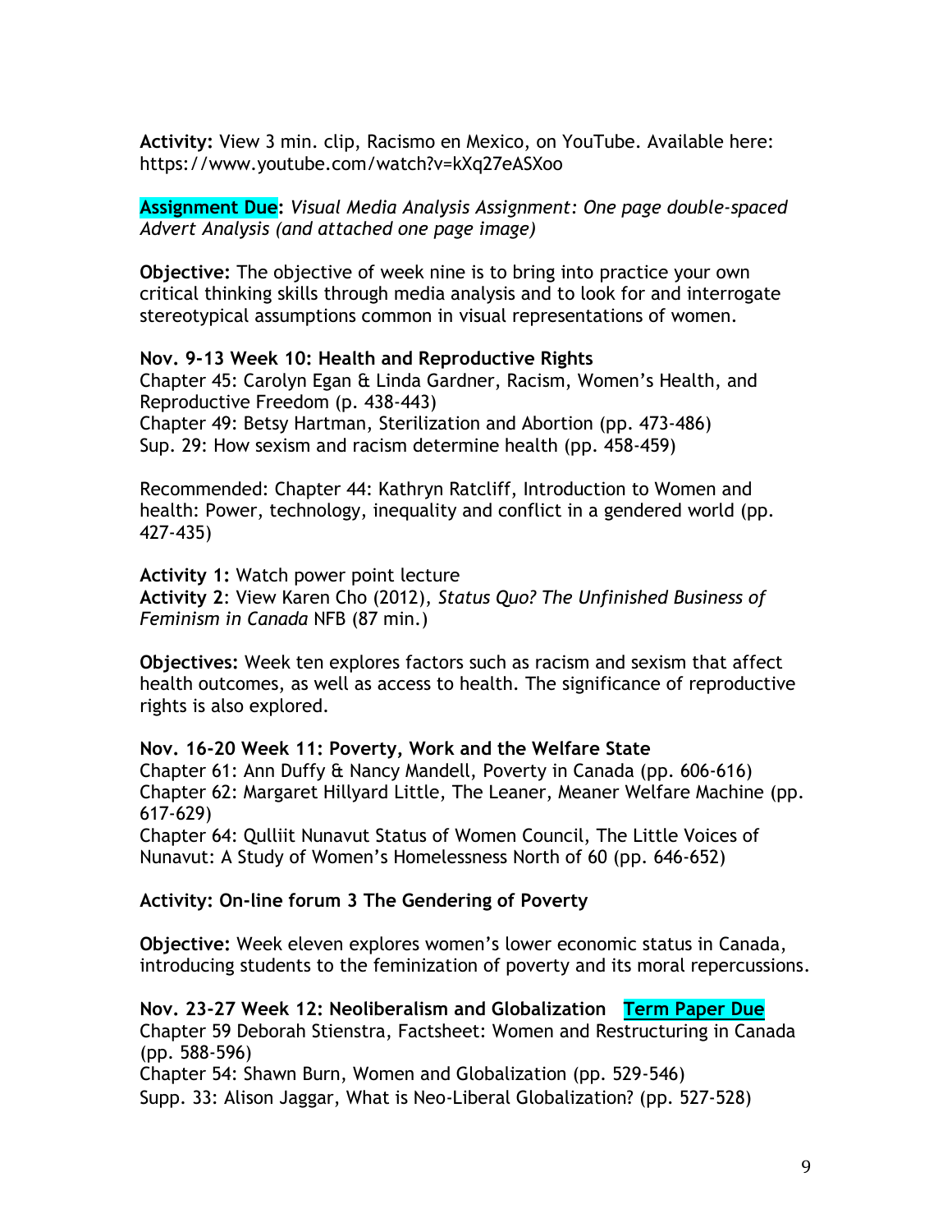**Activity:** View 3 min. clip, Racismo en Mexico, on YouTube. Available here: https://www.youtube.com/watch?v=kXq27eASXoo

**Assignment Due:** *Visual Media Analysis Assignment: One page double-spaced Advert Analysis (and attached one page image)*

**Objective:** The objective of week nine is to bring into practice your own critical thinking skills through media analysis and to look for and interrogate stereotypical assumptions common in visual representations of women.

**Nov. 9-13 Week 10: Health and Reproductive Rights**
Chapter 45: Carolyn Egan & Linda Gardner, Racism, Women's Health, and Reproductive Freedom (p. 438-443)
Chapter 49: Betsy Hartman, Sterilization and Abortion (pp. 473-486)
Sup. 29: How sexism and racism determine health (pp. 458-459)

Recommended: Chapter 44: Kathryn Ratcliff, Introduction to Women and health: Power, technology, inequality and conflict in a gendered world (pp. 427-435)

**Activity 1:** Watch power point lecture
**Activity 2**: View Karen Cho (2012), *Status Quo? The Unfinished Business of Feminism in Canada* NFB (87 min.)

**Objectives:** Week ten explores factors such as racism and sexism that affect health outcomes, as well as access to health. The significance of reproductive rights is also explored.

**Nov. 16-20 Week 11: Poverty, Work and the Welfare State**
Chapter 61: Ann Duffy & Nancy Mandell, Poverty in Canada (pp. 606-616)
Chapter 62: Margaret Hillyard Little, The Leaner, Meaner Welfare Machine (pp. 617-629)
Chapter 64: Qulliit Nunavut Status of Women Council, The Little Voices of Nunavut: A Study of Women's Homelessness North of 60 (pp. 646-652)

**Activity: On-line forum 3 The Gendering of Poverty**

**Objective:** Week eleven explores women's lower economic status in Canada, introducing students to the feminization of poverty and its moral repercussions.

**Nov. 23-27 Week 12: Neoliberalism and Globalization** **Term Paper Due**
Chapter 59 Deborah Stienstra, Factsheet: Women and Restructuring in Canada (pp. 588-596)
Chapter 54: Shawn Burn, Women and Globalization (pp. 529-546)
Supp. 33: Alison Jaggar, What is Neo-Liberal Globalization? (pp. 527-528)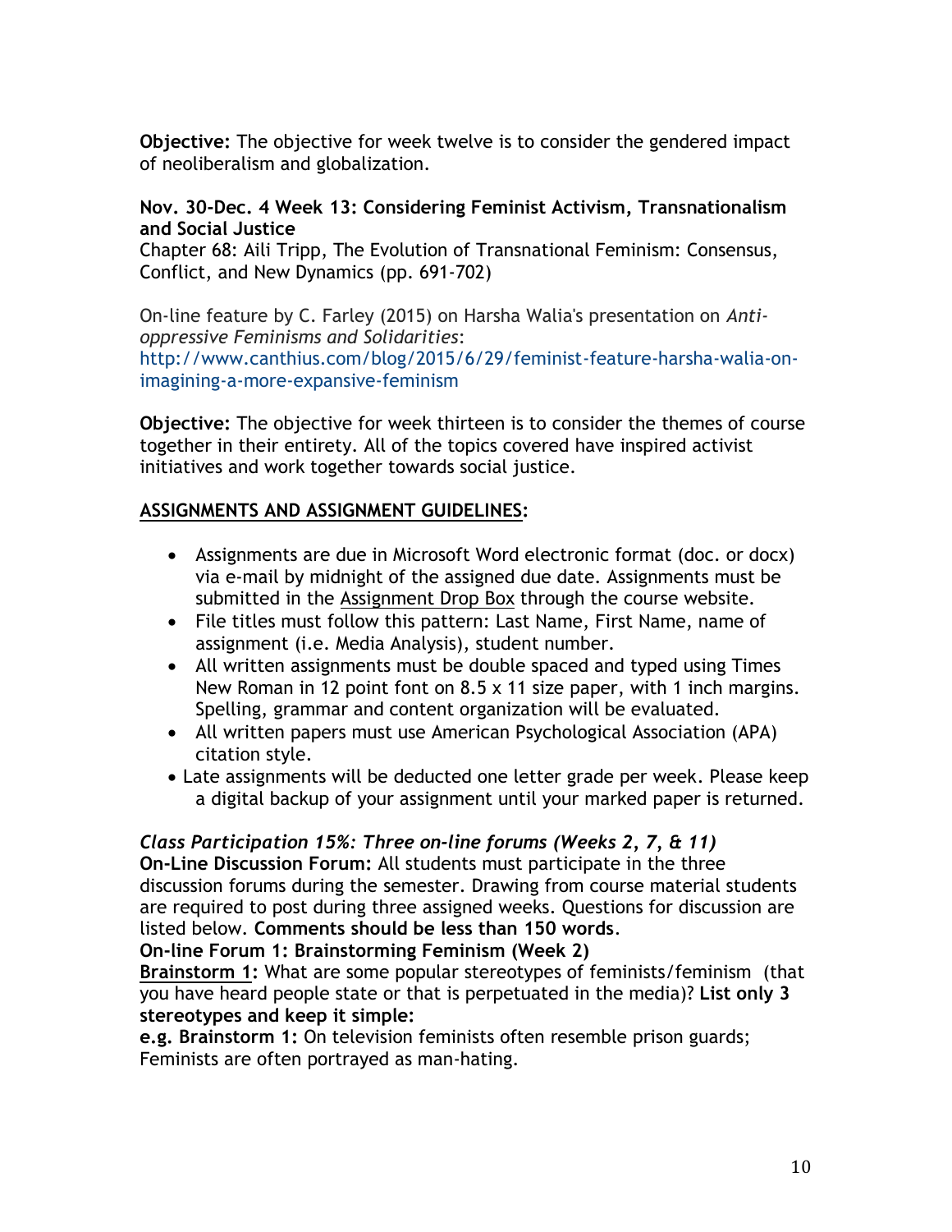**Objective:** The objective for week twelve is to consider the gendered impact of neoliberalism and globalization.

**Nov. 30-Dec. 4 Week 13: Considering Feminist Activism, Transnationalism and Social Justice**
Chapter 68: Aili Tripp, The Evolution of Transnational Feminism: Consensus, Conflict, and New Dynamics (pp. 691-702)

On-line feature by C. Farley (2015) on Harsha Walia's presentation on *Anti-oppressive Feminisms and Solidarities*:
http://www.canthius.com/blog/2015/6/29/feminist-feature-harsha-walia-on-imagining-a-more-expansive-feminism

**Objective:** The objective for week thirteen is to consider the themes of course together in their entirety. All of the topics covered have inspired activist initiatives and work together towards social justice.

## ASSIGNMENTS AND ASSIGNMENT GUIDELINES:

- Assignments are due in Microsoft Word electronic format (doc. or docx) via e-mail by midnight of the assigned due date. Assignments must be submitted in the Assignment Drop Box through the course website.
- File titles must follow this pattern: Last Name, First Name, name of assignment (i.e. Media Analysis), student number.
- All written assignments must be double spaced and typed using Times New Roman in 12 point font on 8.5 x 11 size paper, with 1 inch margins. Spelling, grammar and content organization will be evaluated.
- All written papers must use American Psychological Association (APA) citation style.
- Late assignments will be deducted one letter grade per week. Please keep a digital backup of your assignment until your marked paper is returned.

***Class Participation 15%: Three on-line forums (Weeks 2, 7, & 11)***

**On-Line Discussion Forum:** All students must participate in the three discussion forums during the semester. Drawing from course material students are required to post during three assigned weeks. Questions for discussion are listed below. **Comments should be less than 150 words**.

**On-line Forum 1: Brainstorming Feminism (Week 2)**

**Brainstorm 1:** What are some popular stereotypes of feminists/feminism (that you have heard people state or that is perpetuated in the media)? **List only 3 stereotypes and keep it simple:**

**e.g. Brainstorm 1:** On television feminists often resemble prison guards; Feminists are often portrayed as man-hating.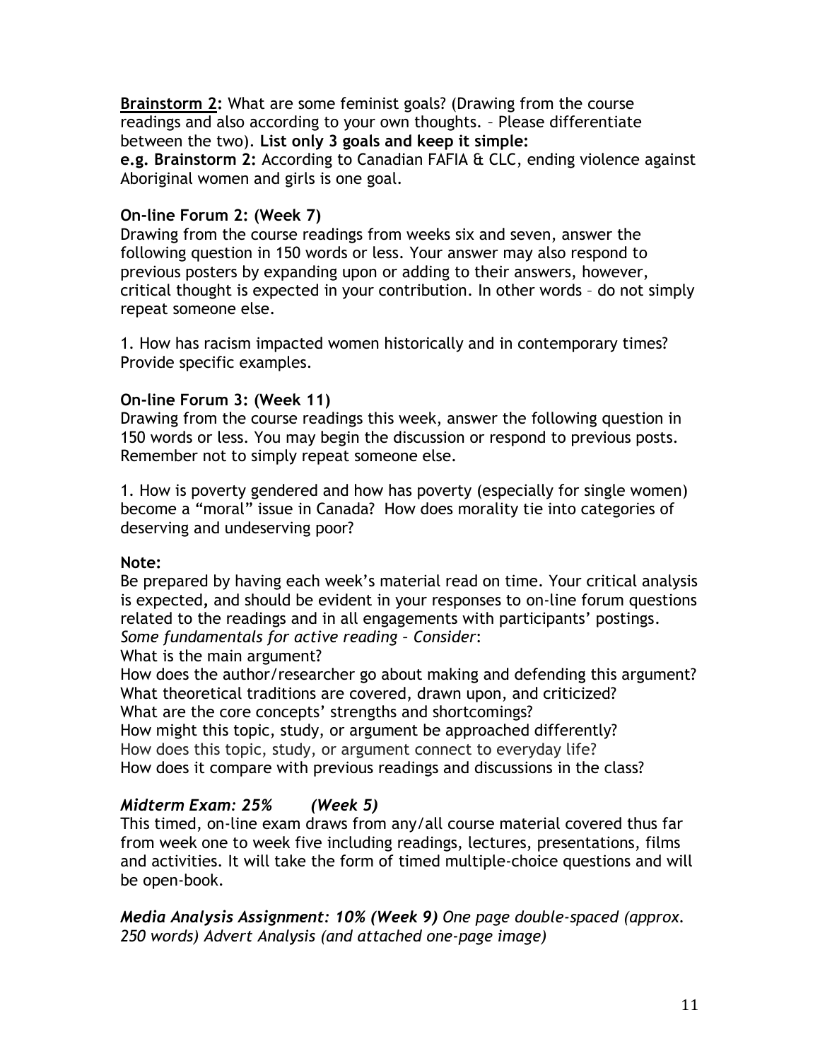**Brainstorm 2:** What are some feminist goals? (Drawing from the course readings and also according to your own thoughts. – Please differentiate between the two). **List only 3 goals and keep it simple:**
**e.g. Brainstorm 2:** According to Canadian FAFIA & CLC, ending violence against Aboriginal women and girls is one goal.

**On-line Forum 2: (Week 7)**
Drawing from the course readings from weeks six and seven, answer the following question in 150 words or less. Your answer may also respond to previous posters by expanding upon or adding to their answers, however, critical thought is expected in your contribution. In other words – do not simply repeat someone else.

1. How has racism impacted women historically and in contemporary times? Provide specific examples.

**On-line Forum 3: (Week 11)**
Drawing from the course readings this week, answer the following question in 150 words or less. You may begin the discussion or respond to previous posts. Remember not to simply repeat someone else.

1. How is poverty gendered and how has poverty (especially for single women) become a "moral" issue in Canada? How does morality tie into categories of deserving and undeserving poor?

**Note:**
Be prepared by having each week's material read on time. Your critical analysis is expected, and should be evident in your responses to on-line forum questions related to the readings and in all engagements with participants' postings.
*Some fundamentals for active reading – Consider*:
What is the main argument?
How does the author/researcher go about making and defending this argument?
What theoretical traditions are covered, drawn upon, and criticized?
What are the core concepts' strengths and shortcomings?
How might this topic, study, or argument be approached differently?
How does this topic, study, or argument connect to everyday life?
How does it compare with previous readings and discussions in the class?

***Midterm Exam: 25% (Week 5)***
This timed, on-line exam draws from any/all course material covered thus far from week one to week five including readings, lectures, presentations, films and activities. It will take the form of timed multiple-choice questions and will be open-book.

***Media Analysis Assignment: 10% (Week 9)*** *One page double-spaced (approx. 250 words) Advert Analysis (and attached one-page image)*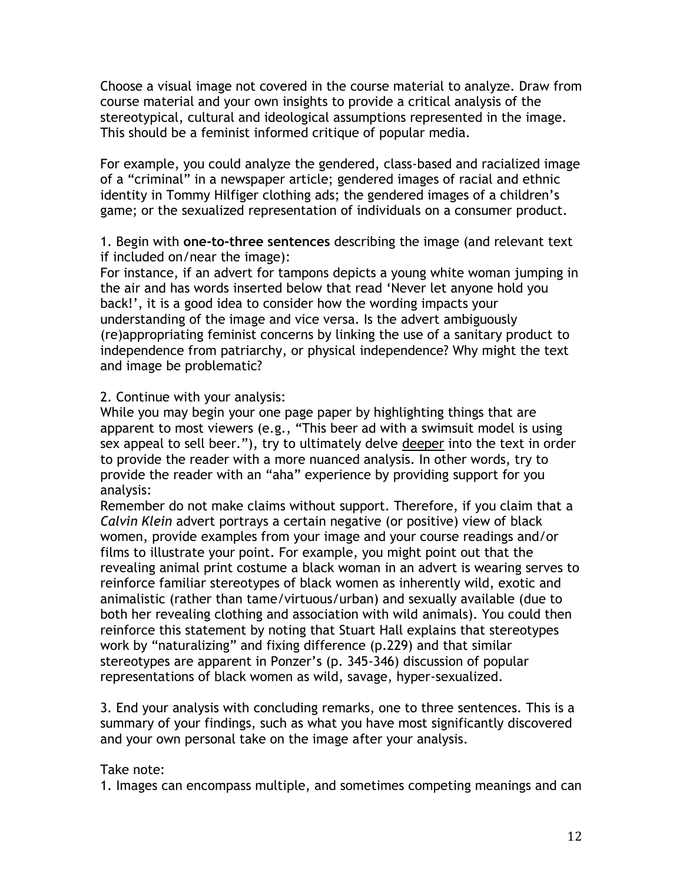Choose a visual image not covered in the course material to analyze. Draw from course material and your own insights to provide a critical analysis of the stereotypical, cultural and ideological assumptions represented in the image. This should be a feminist informed critique of popular media.

For example, you could analyze the gendered, class-based and racialized image of a "criminal" in a newspaper article; gendered images of racial and ethnic identity in Tommy Hilfiger clothing ads; the gendered images of a children's game; or the sexualized representation of individuals on a consumer product.

1. Begin with **one-to-three sentences** describing the image (and relevant text if included on/near the image):
For instance, if an advert for tampons depicts a young white woman jumping in the air and has words inserted below that read 'Never let anyone hold you back!', it is a good idea to consider how the wording impacts your understanding of the image and vice versa. Is the advert ambiguously (re)appropriating feminist concerns by linking the use of a sanitary product to independence from patriarchy, or physical independence? Why might the text and image be problematic?

2. Continue with your analysis:
While you may begin your one page paper by highlighting things that are apparent to most viewers (e.g., "This beer ad with a swimsuit model is using sex appeal to sell beer."), try to ultimately delve <u>deeper</u> into the text in order to provide the reader with a more nuanced analysis. In other words, try to provide the reader with an "aha" experience by providing support for you analysis:
Remember do not make claims without support. Therefore, if you claim that a *Calvin Klein* advert portrays a certain negative (or positive) view of black women, provide examples from your image and your course readings and/or films to illustrate your point. For example, you might point out that the revealing animal print costume a black woman in an advert is wearing serves to reinforce familiar stereotypes of black women as inherently wild, exotic and animalistic (rather than tame/virtuous/urban) and sexually available (due to both her revealing clothing and association with wild animals). You could then reinforce this statement by noting that Stuart Hall explains that stereotypes work by "naturalizing" and fixing difference (p.229) and that similar stereotypes are apparent in Ponzer's (p. 345-346) discussion of popular representations of black women as wild, savage, hyper-sexualized.

3. End your analysis with concluding remarks, one to three sentences. This is a summary of your findings, such as what you have most significantly discovered and your own personal take on the image after your analysis.

Take note:

1. Images can encompass multiple, and sometimes competing meanings and can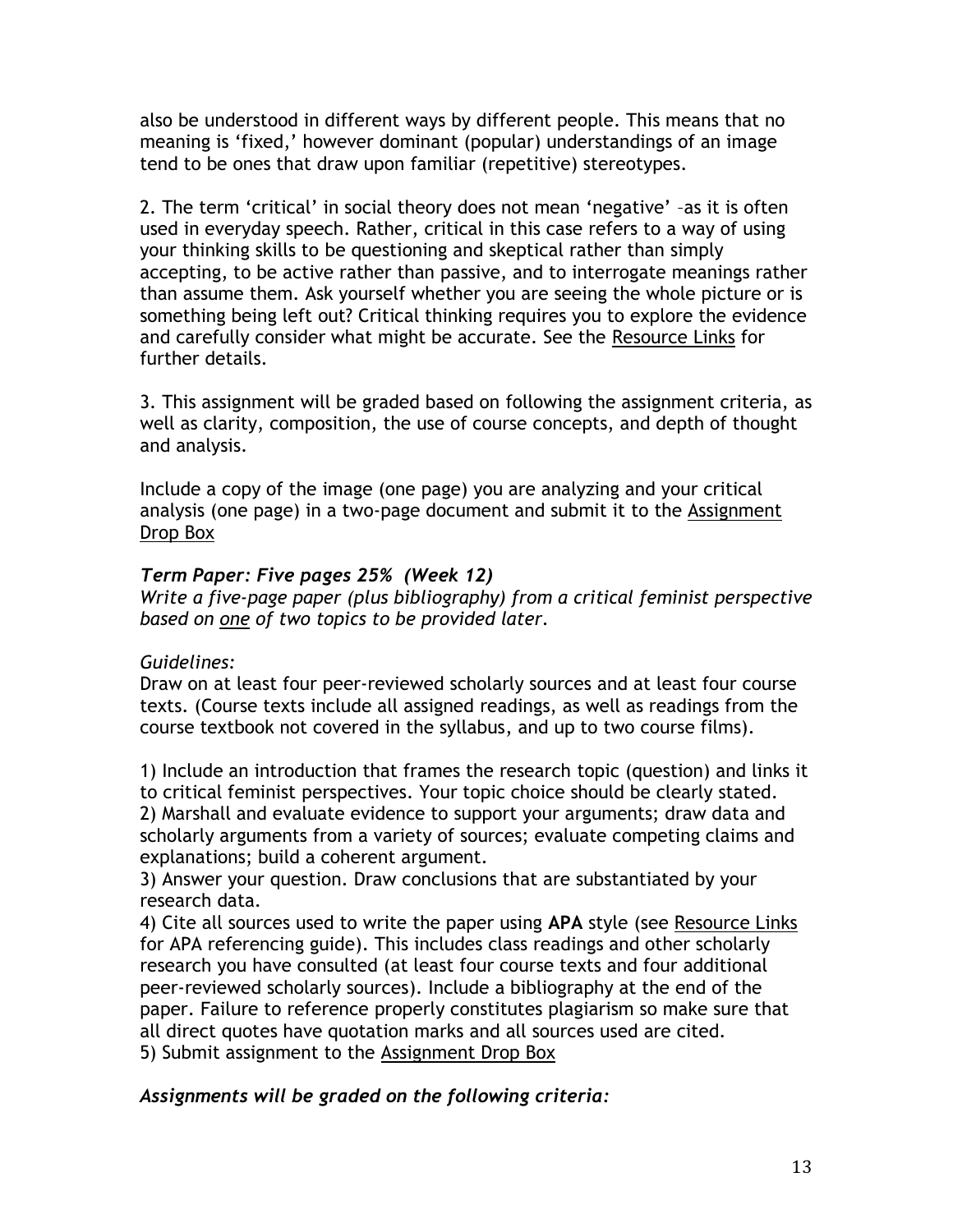also be understood in different ways by different people. This means that no meaning is 'fixed,' however dominant (popular) understandings of an image tend to be ones that draw upon familiar (repetitive) stereotypes.

2. The term 'critical' in social theory does not mean 'negative' –as it is often used in everyday speech. Rather, critical in this case refers to a way of using your thinking skills to be questioning and skeptical rather than simply accepting, to be active rather than passive, and to interrogate meanings rather than assume them. Ask yourself whether you are seeing the whole picture or is something being left out? Critical thinking requires you to explore the evidence and carefully consider what might be accurate. See the Resource Links for further details.

3. This assignment will be graded based on following the assignment criteria, as well as clarity, composition, the use of course concepts, and depth of thought and analysis.

Include a copy of the image (one page) you are analyzing and your critical analysis (one page) in a two-page document and submit it to the Assignment Drop Box

***Term Paper: Five pages 25% (Week 12)***

*Write a five-page paper (plus bibliography) from a critical feminist perspective based on one of two topics to be provided later.*

*Guidelines:*

Draw on at least four peer-reviewed scholarly sources and at least four course texts. (Course texts include all assigned readings, as well as readings from the course textbook not covered in the syllabus, and up to two course films).

1) Include an introduction that frames the research topic (question) and links it to critical feminist perspectives. Your topic choice should be clearly stated.
2) Marshall and evaluate evidence to support your arguments; draw data and scholarly arguments from a variety of sources; evaluate competing claims and explanations; build a coherent argument.
3) Answer your question. Draw conclusions that are substantiated by your research data.
4) Cite all sources used to write the paper using **APA** style (see Resource Links for APA referencing guide). This includes class readings and other scholarly research you have consulted (at least four course texts and four additional peer-reviewed scholarly sources). Include a bibliography at the end of the paper. Failure to reference properly constitutes plagiarism so make sure that all direct quotes have quotation marks and all sources used are cited.
5) Submit assignment to the Assignment Drop Box

***Assignments will be graded on the following criteria:***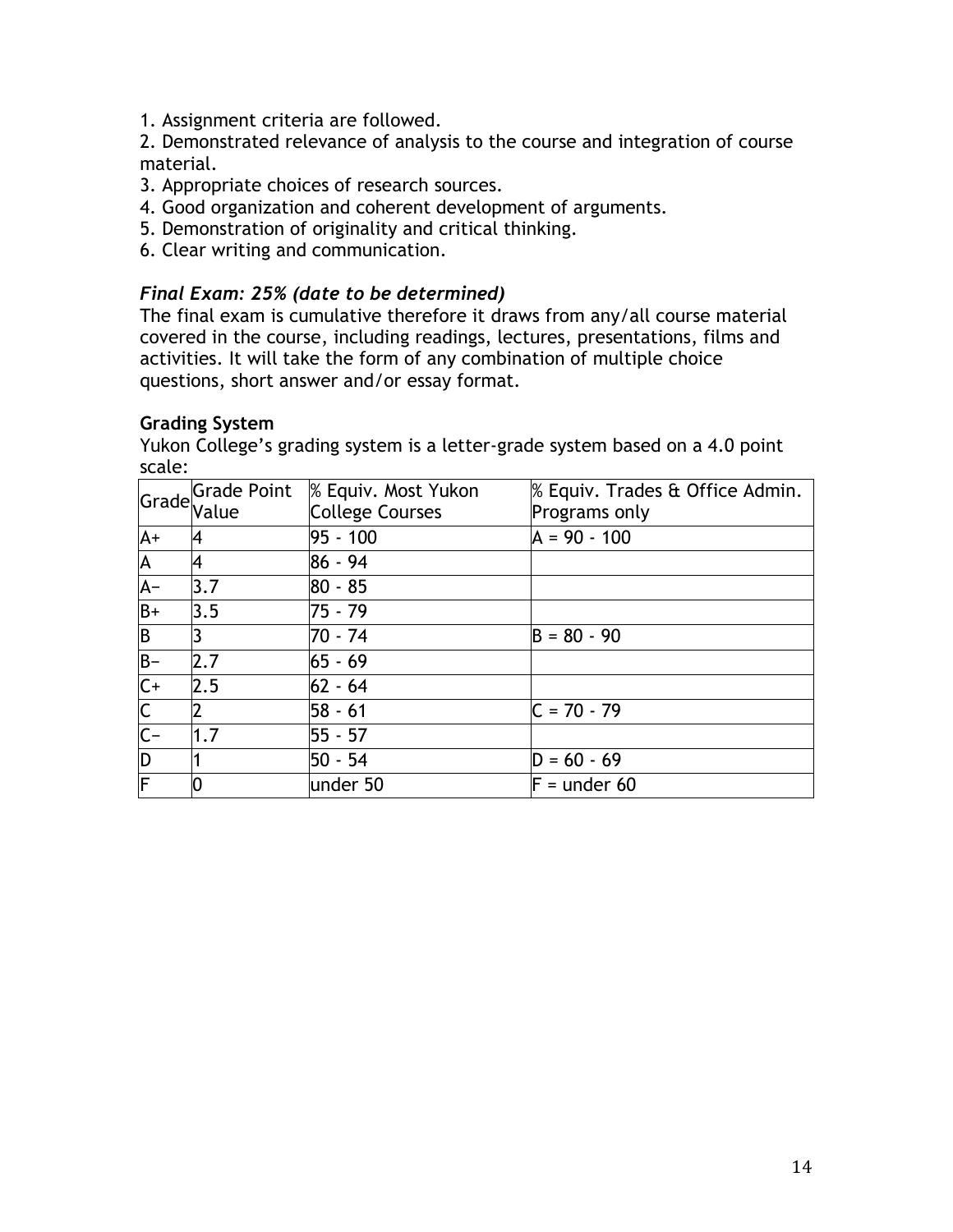1. Assignment criteria are followed.
2. Demonstrated relevance of analysis to the course and integration of course material.
3. Appropriate choices of research sources.
4. Good organization and coherent development of arguments.
5. Demonstration of originality and critical thinking.
6. Clear writing and communication.

### *Final Exam: 25% (date to be determined)*

The final exam is cumulative therefore it draws from any/all course material covered in the course, including readings, lectures, presentations, films and activities. It will take the form of any combination of multiple choice questions, short answer and/or essay format.

### Grading System

Yukon College's grading system is a letter-grade system based on a 4.0 point scale:

| Grade | Grade Point Value | % Equiv. Most Yukon College Courses | % Equiv. Trades & Office Admin. Programs only |
|---|---|---|---|
| A+ | 4 | 95 - 100 | A = 90 - 100 |
| A | 4 | 86 - 94 | |
| A− | 3.7 | 80 - 85 | |
| B+ | 3.5 | 75 - 79 | |
| B | 3 | 70 - 74 | B = 80 - 90 |
| B− | 2.7 | 65 - 69 | |
| C+ | 2.5 | 62 - 64 | |
| C | 2 | 58 - 61 | C = 70 - 79 |
| C− | 1.7 | 55 - 57 | |
| D | 1 | 50 - 54 | D = 60 - 69 |
| F | 0 | under 50 | F = under 60 |